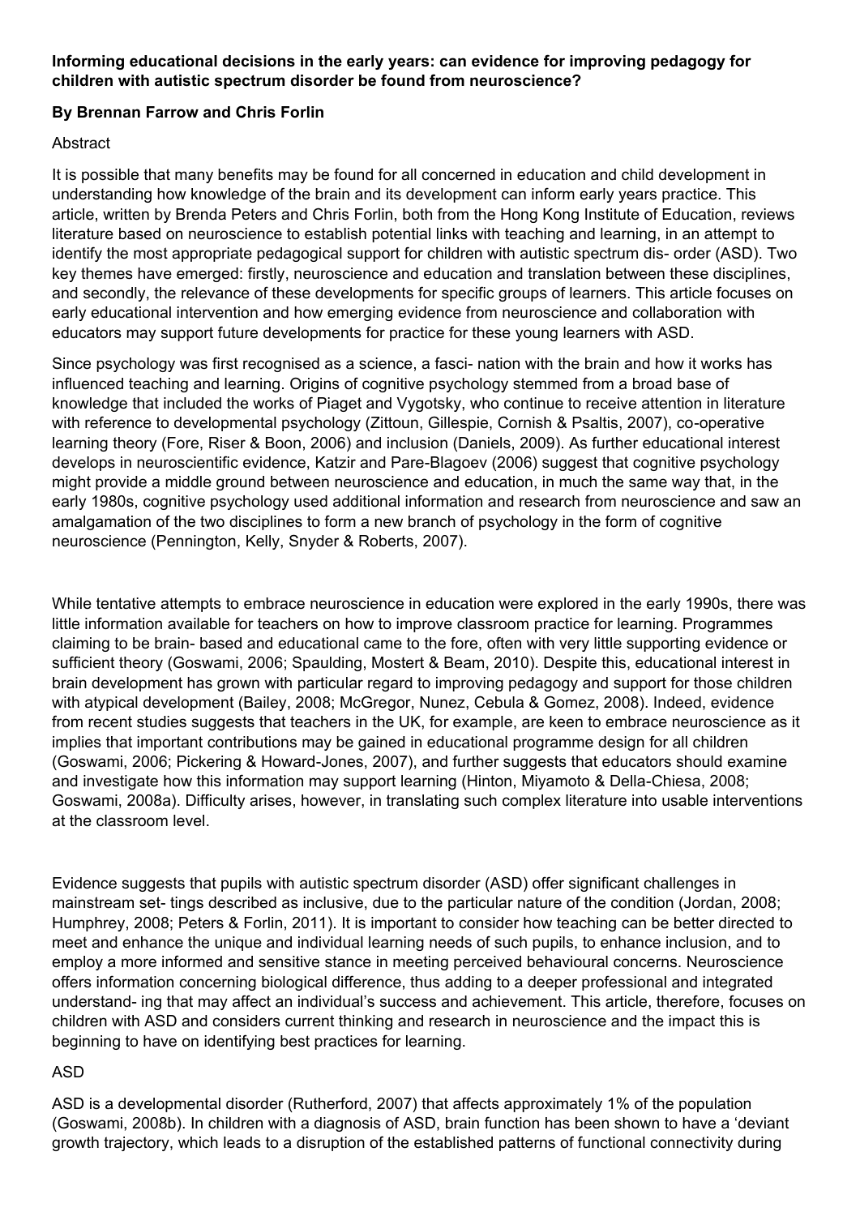**Informing educational decisions in the early years: can evidence for improving pedagogy for children with autistic spectrum disorder be found from neuroscience?**

**By Brennan Farrow and Chris Forlin**

Abstract

It is possible that many benefits may be found for all concerned in education and child development in understanding how knowledge of the brain and its development can inform early years practice. This article, written by Brenda Peters and Chris Forlin, both from the Hong Kong Institute of Education, reviews literature based on neuroscience to establish potential links with teaching and learning, in an attempt to identify the most appropriate pedagogical support for children with autistic spectrum dis- order (ASD). Two key themes have emerged: firstly, neuroscience and education and translation between these disciplines, and secondly, the relevance of these developments for specific groups of learners. This article focuses on early educational intervention and how emerging evidence from neuroscience and collaboration with educators may support future developments for practice for these young learners with ASD.

Since psychology was first recognised as a science, a fasci- nation with the brain and how it works has influenced teaching and learning. Origins of cognitive psychology stemmed from a broad base of knowledge that included the works of Piaget and Vygotsky, who continue to receive attention in literature with reference to developmental psychology (Zittoun, Gillespie, Cornish & Psaltis, 2007), co-operative learning theory (Fore, Riser & Boon, 2006) and inclusion (Daniels, 2009). As further educational interest develops in neuroscientific evidence, Katzir and Pare-Blagoev (2006) suggest that cognitive psychology might provide a middle ground between neuroscience and education, in much the same way that, in the early 1980s, cognitive psychology used additional information and research from neuroscience and saw an amalgamation of the two disciplines to form a new branch of psychology in the form of cognitive neuroscience (Pennington, Kelly, Snyder & Roberts, 2007).

While tentative attempts to embrace neuroscience in education were explored in the early 1990s, there was little information available for teachers on how to improve classroom practice for learning. Programmes claiming to be brain- based and educational came to the fore, often with very little supporting evidence or sufficient theory (Goswami, 2006; Spaulding, Mostert & Beam, 2010). Despite this, educational interest in brain development has grown with particular regard to improving pedagogy and support for those children with atypical development (Bailey, 2008; McGregor, Nunez, Cebula & Gomez, 2008). Indeed, evidence from recent studies suggests that teachers in the UK, for example, are keen to embrace neuroscience as it implies that important contributions may be gained in educational programme design for all children (Goswami, 2006; Pickering & Howard-Jones, 2007), and further suggests that educators should examine and investigate how this information may support learning (Hinton, Miyamoto & Della-Chiesa, 2008; Goswami, 2008a). Difficulty arises, however, in translating such complex literature into usable interventions at the classroom level.

Evidence suggests that pupils with autistic spectrum disorder (ASD) offer significant challenges in mainstream set- tings described as inclusive, due to the particular nature of the condition (Jordan, 2008; Humphrey, 2008; Peters & Forlin, 2011). It is important to consider how teaching can be better directed to meet and enhance the unique and individual learning needs of such pupils, to enhance inclusion, and to employ a more informed and sensitive stance in meeting perceived behavioural concerns. Neuroscience offers information concerning biological difference, thus adding to a deeper professional and integrated understand- ing that may affect an individual's success and achievement. This article, therefore, focuses on children with ASD and considers current thinking and research in neuroscience and the impact this is beginning to have on identifying best practices for learning.

ASD

ASD is a developmental disorder (Rutherford, 2007) that affects approximately 1% of the population (Goswami, 2008b). In children with a diagnosis of ASD, brain function has been shown to have a 'deviant growth trajectory, which leads to a disruption of the established patterns of functional connectivity during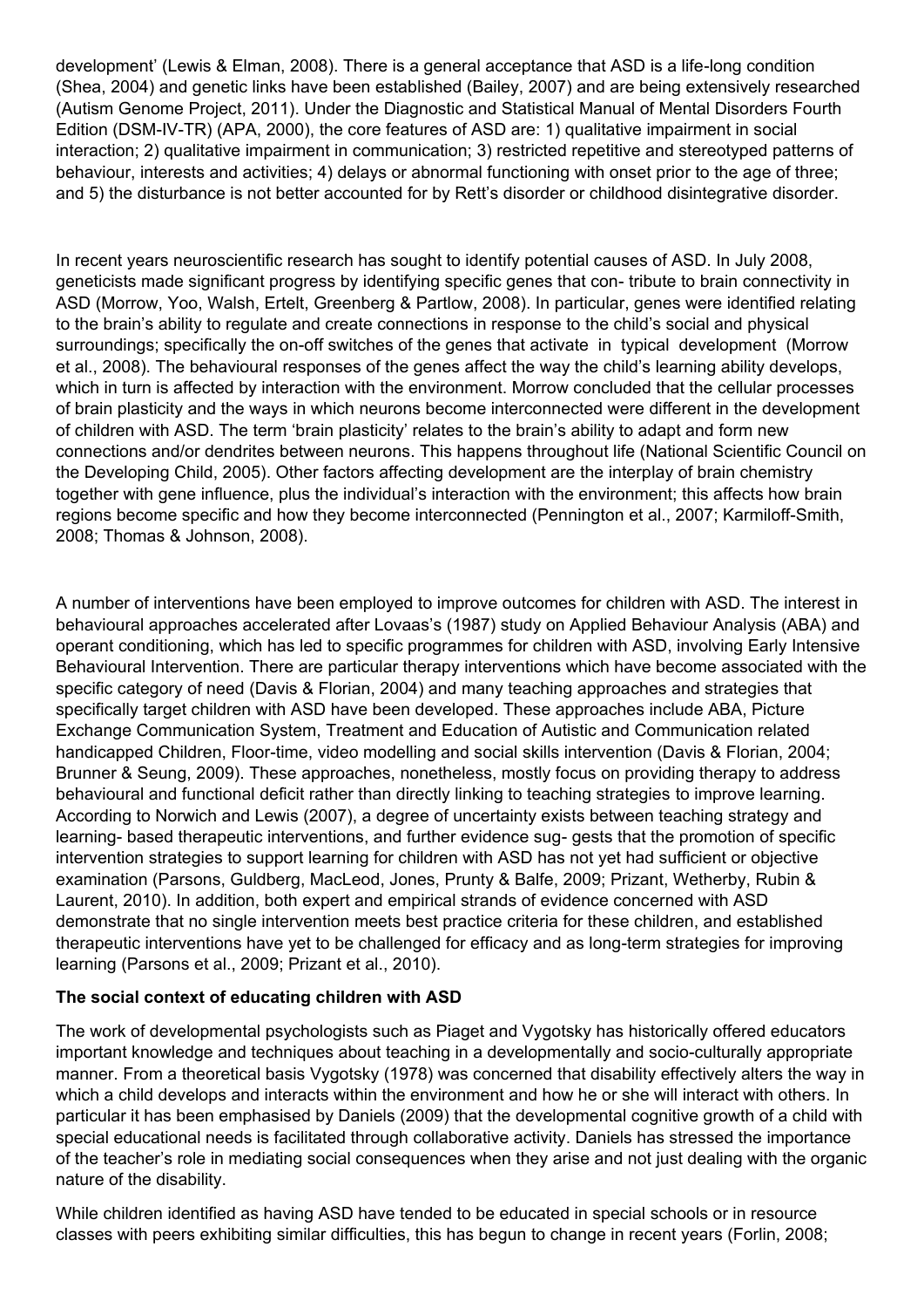development' (Lewis & Elman, 2008). There is a general acceptance that ASD is a life-long condition (Shea, 2004) and genetic links have been established (Bailey, 2007) and are being extensively researched (Autism Genome Project, 2011). Under the Diagnostic and Statistical Manual of Mental Disorders Fourth Edition (DSM-IV-TR) (APA, 2000), the core features of ASD are: 1) qualitative impairment in social interaction; 2) qualitative impairment in communication; 3) restricted repetitive and stereotyped patterns of behaviour, interests and activities; 4) delays or abnormal functioning with onset prior to the age of three; and 5) the disturbance is not better accounted for by Rett's disorder or childhood disintegrative disorder.

In recent years neuroscientific research has sought to identify potential causes of ASD. In July 2008, geneticists made significant progress by identifying specific genes that con- tribute to brain connectivity in ASD (Morrow, Yoo, Walsh, Ertelt, Greenberg & Partlow, 2008). In particular, genes were identified relating to the brain's ability to regulate and create connections in response to the child's social and physical surroundings; specifically the on-off switches of the genes that activate in typical development (Morrow et al., 2008). The behavioural responses of the genes affect the way the child's learning ability develops, which in turn is affected by interaction with the environment. Morrow concluded that the cellular processes of brain plasticity and the ways in which neurons become interconnected were different in the development of children with ASD. The term 'brain plasticity' relates to the brain's ability to adapt and form new connections and/or dendrites between neurons. This happens throughout life (National Scientific Council on the Developing Child, 2005). Other factors affecting development are the interplay of brain chemistry together with gene influence, plus the individual's interaction with the environment; this affects how brain regions become specific and how they become interconnected (Pennington et al., 2007; Karmiloff-Smith, 2008; Thomas & Johnson, 2008).

A number of interventions have been employed to improve outcomes for children with ASD. The interest in behavioural approaches accelerated after Lovaas's (1987) study on Applied Behaviour Analysis (ABA) and operant conditioning, which has led to specific programmes for children with ASD, involving Early Intensive Behavioural Intervention. There are particular therapy interventions which have become associated with the specific category of need (Davis & Florian, 2004) and many teaching approaches and strategies that specifically target children with ASD have been developed. These approaches include ABA, Picture Exchange Communication System, Treatment and Education of Autistic and Communication related handicapped Children, Floor-time, video modelling and social skills intervention (Davis & Florian, 2004; Brunner & Seung, 2009). These approaches, nonetheless, mostly focus on providing therapy to address behavioural and functional deficit rather than directly linking to teaching strategies to improve learning. According to Norwich and Lewis (2007), a degree of uncertainty exists between teaching strategy and learning- based therapeutic interventions, and further evidence sug- gests that the promotion of specific intervention strategies to support learning for children with ASD has not yet had sufficient or objective examination (Parsons, Guldberg, MacLeod, Jones, Prunty & Balfe, 2009; Prizant, Wetherby, Rubin & Laurent, 2010). In addition, both expert and empirical strands of evidence concerned with ASD demonstrate that no single intervention meets best practice criteria for these children, and established therapeutic interventions have yet to be challenged for efficacy and as long-term strategies for improving learning (Parsons et al., 2009; Prizant et al., 2010).

**The social context of educating children with ASD**

The work of developmental psychologists such as Piaget and Vygotsky has historically offered educators important knowledge and techniques about teaching in a developmentally and socio-culturally appropriate manner. From a theoretical basis Vygotsky (1978) was concerned that disability effectively alters the way in which a child develops and interacts within the environment and how he or she will interact with others. In particular it has been emphasised by Daniels (2009) that the developmental cognitive growth of a child with special educational needs is facilitated through collaborative activity. Daniels has stressed the importance of the teacher's role in mediating social consequences when they arise and not just dealing with the organic nature of the disability.

While children identified as having ASD have tended to be educated in special schools or in resource classes with peers exhibiting similar difficulties, this has begun to change in recent years (Forlin, 2008;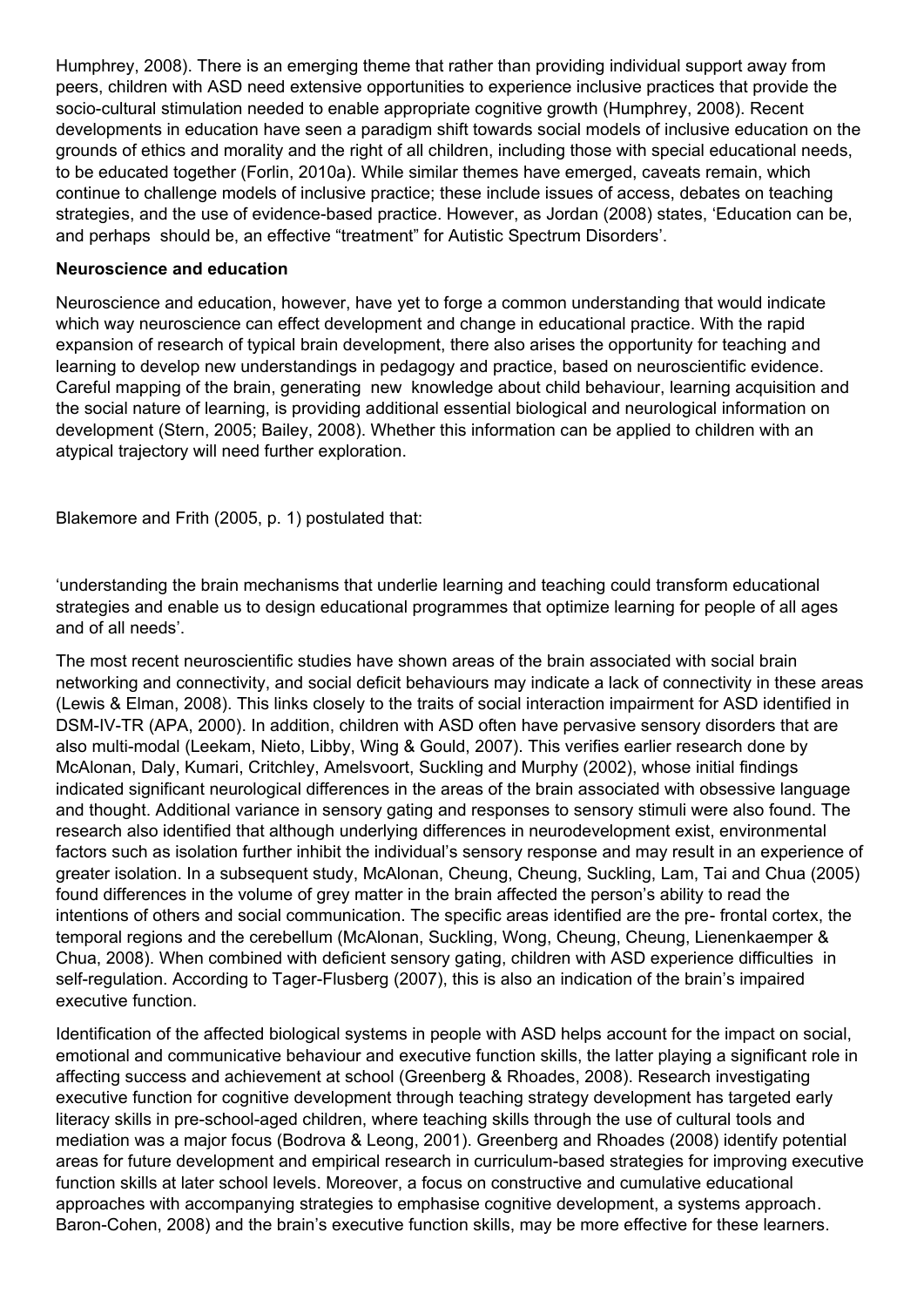Humphrey, 2008). There is an emerging theme that rather than providing individual support away from peers, children with ASD need extensive opportunities to experience inclusive practices that provide the socio-cultural stimulation needed to enable appropriate cognitive growth (Humphrey, 2008). Recent developments in education have seen a paradigm shift towards social models of inclusive education on the grounds of ethics and morality and the right of all children, including those with special educational needs, to be educated together (Forlin, 2010a). While similar themes have emerged, caveats remain, which continue to challenge models of inclusive practice; these include issues of access, debates on teaching strategies, and the use of evidence-based practice. However, as Jordan (2008) states, 'Education can be, and perhaps should be, an effective "treatment" for Autistic Spectrum Disorders'.

**Neuroscience and education**

Neuroscience and education, however, have yet to forge a common understanding that would indicate which way neuroscience can effect development and change in educational practice. With the rapid expansion of research of typical brain development, there also arises the opportunity for teaching and learning to develop new understandings in pedagogy and practice, based on neuroscientific evidence. Careful mapping of the brain, generating new knowledge about child behaviour, learning acquisition and the social nature of learning, is providing additional essential biological and neurological information on development (Stern, 2005; Bailey, 2008). Whether this information can be applied to children with an atypical trajectory will need further exploration.

Blakemore and Frith (2005, p. 1) postulated that:

'understanding the brain mechanisms that underlie learning and teaching could transform educational strategies and enable us to design educational programmes that optimize learning for people of all ages and of all needs'.

The most recent neuroscientific studies have shown areas of the brain associated with social brain networking and connectivity, and social deficit behaviours may indicate a lack of connectivity in these areas (Lewis & Elman, 2008). This links closely to the traits of social interaction impairment for ASD identified in DSM-IV-TR (APA, 2000). In addition, children with ASD often have pervasive sensory disorders that are also multi-modal (Leekam, Nieto, Libby, Wing & Gould, 2007). This verifies earlier research done by McAlonan, Daly, Kumari, Critchley, Amelsvoort, Suckling and Murphy (2002), whose initial findings indicated significant neurological differences in the areas of the brain associated with obsessive language and thought. Additional variance in sensory gating and responses to sensory stimuli were also found. The research also identified that although underlying differences in neurodevelopment exist, environmental factors such as isolation further inhibit the individual's sensory response and may result in an experience of greater isolation. In a subsequent study, McAlonan, Cheung, Cheung, Suckling, Lam, Tai and Chua (2005) found differences in the volume of grey matter in the brain affected the person's ability to read the intentions of others and social communication. The specific areas identified are the pre- frontal cortex, the temporal regions and the cerebellum (McAlonan, Suckling, Wong, Cheung, Cheung, Lienenkaemper & Chua, 2008). When combined with deficient sensory gating, children with ASD experience difficulties in self-regulation. According to Tager-Flusberg (2007), this is also an indication of the brain's impaired executive function.

Identification of the affected biological systems in people with ASD helps account for the impact on social, emotional and communicative behaviour and executive function skills, the latter playing a significant role in affecting success and achievement at school (Greenberg & Rhoades, 2008). Research investigating executive function for cognitive development through teaching strategy development has targeted early literacy skills in pre-school-aged children, where teaching skills through the use of cultural tools and mediation was a major focus (Bodrova & Leong, 2001). Greenberg and Rhoades (2008) identify potential areas for future development and empirical research in curriculum-based strategies for improving executive function skills at later school levels. Moreover, a focus on constructive and cumulative educational approaches with accompanying strategies to emphasise cognitive development, a systems approach. Baron-Cohen, 2008) and the brain's executive function skills, may be more effective for these learners.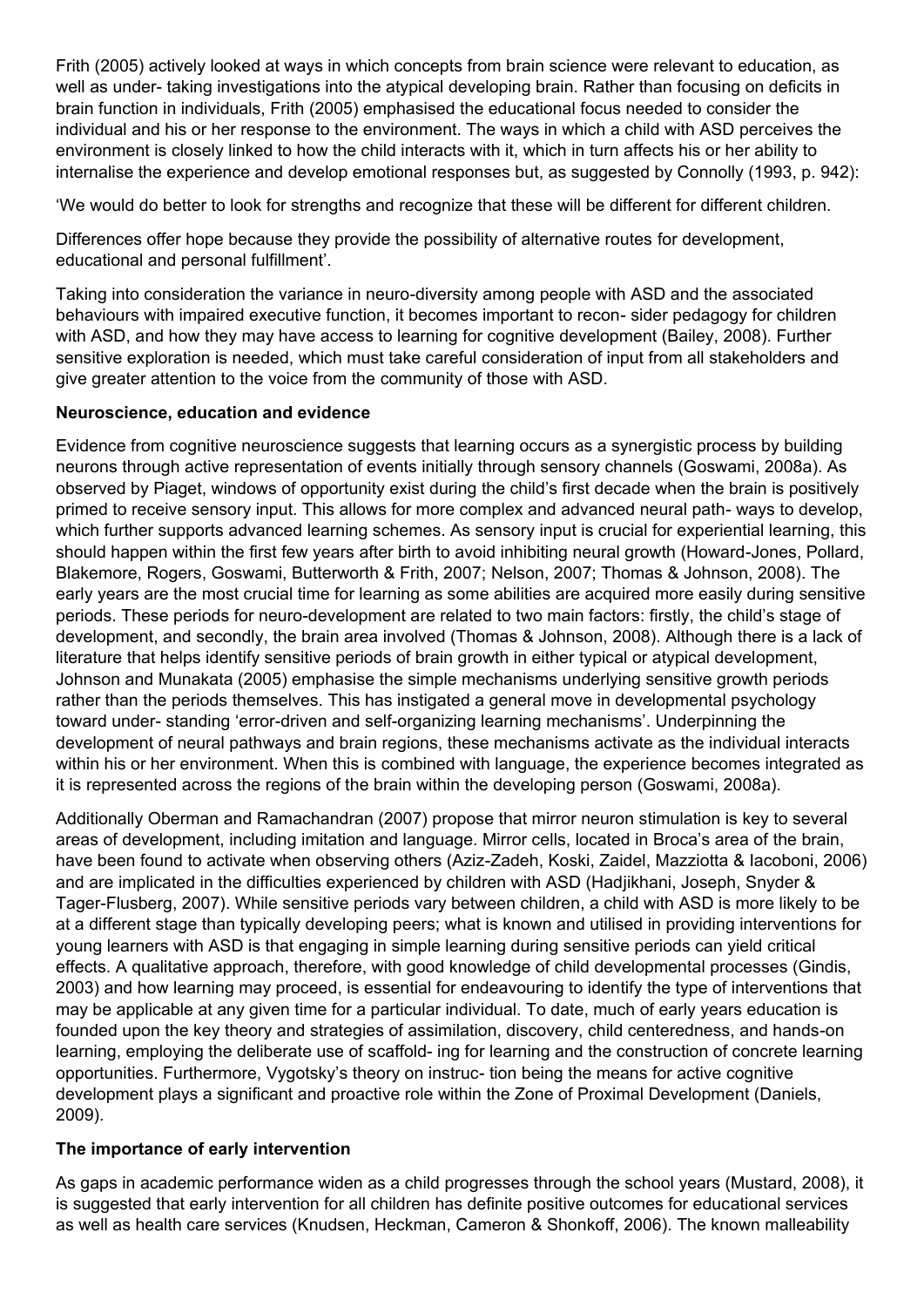Frith (2005) actively looked at ways in which concepts from brain science were relevant to education, as well as under- taking investigations into the atypical developing brain. Rather than focusing on deficits in brain function in individuals, Frith (2005) emphasised the educational focus needed to consider the individual and his or her response to the environment. The ways in which a child with ASD perceives the environment is closely linked to how the child interacts with it, which in turn affects his or her ability to internalise the experience and develop emotional responses but, as suggested by Connolly (1993, p. 942):

'We would do better to look for strengths and recognize that these will be different for different children.

Differences offer hope because they provide the possibility of alternative routes for development, educational and personal fulfillment'.

Taking into consideration the variance in neuro-diversity among people with ASD and the associated behaviours with impaired executive function, it becomes important to recon- sider pedagogy for children with ASD, and how they may have access to learning for cognitive development (Bailey, 2008). Further sensitive exploration is needed, which must take careful consideration of input from all stakeholders and give greater attention to the voice from the community of those with ASD.

**Neuroscience, education and evidence**

Evidence from cognitive neuroscience suggests that learning occurs as a synergistic process by building neurons through active representation of events initially through sensory channels (Goswami, 2008a). As observed by Piaget, windows of opportunity exist during the child's first decade when the brain is positively primed to receive sensory input. This allows for more complex and advanced neural path- ways to develop, which further supports advanced learning schemes. As sensory input is crucial for experiential learning, this should happen within the first few years after birth to avoid inhibiting neural growth (Howard-Jones, Pollard, Blakemore, Rogers, Goswami, Butterworth & Frith, 2007; Nelson, 2007; Thomas & Johnson, 2008). The early years are the most crucial time for learning as some abilities are acquired more easily during sensitive periods. These periods for neuro-development are related to two main factors: firstly, the child's stage of development, and secondly, the brain area involved (Thomas & Johnson, 2008). Although there is a lack of literature that helps identify sensitive periods of brain growth in either typical or atypical development, Johnson and Munakata (2005) emphasise the simple mechanisms underlying sensitive growth periods rather than the periods themselves. This has instigated a general move in developmental psychology toward under- standing 'error-driven and self-organizing learning mechanisms'. Underpinning the development of neural pathways and brain regions, these mechanisms activate as the individual interacts within his or her environment. When this is combined with language, the experience becomes integrated as it is represented across the regions of the brain within the developing person (Goswami, 2008a).

Additionally Oberman and Ramachandran (2007) propose that mirror neuron stimulation is key to several areas of development, including imitation and language. Mirror cells, located in Broca's area of the brain, have been found to activate when observing others (Aziz-Zadeh, Koski, Zaidel, Mazziotta & Iacoboni, 2006) and are implicated in the difficulties experienced by children with ASD (Hadjikhani, Joseph, Snyder & Tager-Flusberg, 2007). While sensitive periods vary between children, a child with ASD is more likely to be at a different stage than typically developing peers; what is known and utilised in providing interventions for young learners with ASD is that engaging in simple learning during sensitive periods can yield critical effects. A qualitative approach, therefore, with good knowledge of child developmental processes (Gindis, 2003) and how learning may proceed, is essential for endeavouring to identify the type of interventions that may be applicable at any given time for a particular individual. To date, much of early years education is founded upon the key theory and strategies of assimilation, discovery, child centeredness, and hands-on learning, employing the deliberate use of scaffold- ing for learning and the construction of concrete learning opportunities. Furthermore, Vygotsky's theory on instruc- tion being the means for active cognitive development plays a significant and proactive role within the Zone of Proximal Development (Daniels, 2009).

**The importance of early intervention**

As gaps in academic performance widen as a child progresses through the school years (Mustard, 2008), it is suggested that early intervention for all children has definite positive outcomes for educational services as well as health care services (Knudsen, Heckman, Cameron & Shonkoff, 2006). The known malleability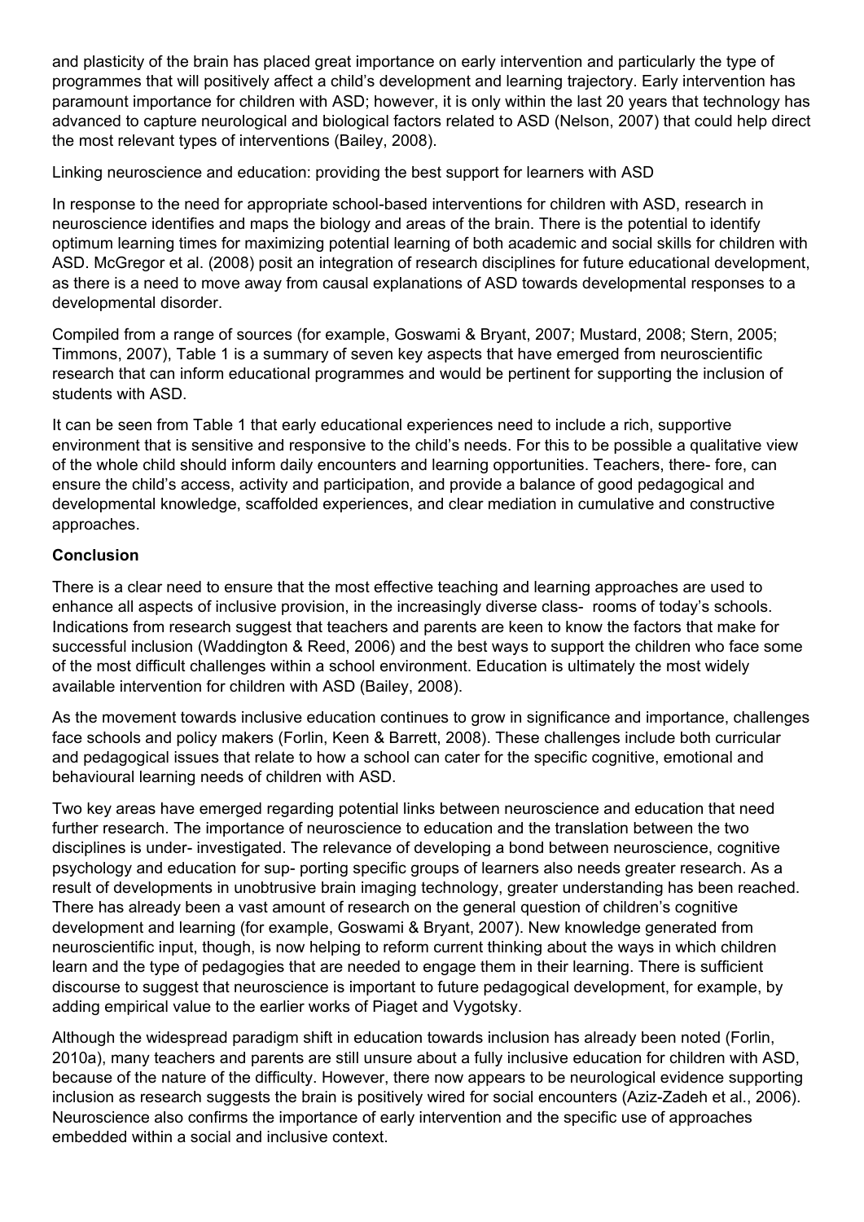and plasticity of the brain has placed great importance on early intervention and particularly the type of programmes that will positively affect a child's development and learning trajectory. Early intervention has paramount importance for children with ASD; however, it is only within the last 20 years that technology has advanced to capture neurological and biological factors related to ASD (Nelson, 2007) that could help direct the most relevant types of interventions (Bailey, 2008).

Linking neuroscience and education: providing the best support for learners with ASD

In response to the need for appropriate school-based interventions for children with ASD, research in neuroscience identifies and maps the biology and areas of the brain. There is the potential to identify optimum learning times for maximizing potential learning of both academic and social skills for children with ASD. McGregor et al. (2008) posit an integration of research disciplines for future educational development, as there is a need to move away from causal explanations of ASD towards developmental responses to a developmental disorder.

Compiled from a range of sources (for example, Goswami & Bryant, 2007; Mustard, 2008; Stern, 2005; Timmons, 2007), Table 1 is a summary of seven key aspects that have emerged from neuroscientific research that can inform educational programmes and would be pertinent for supporting the inclusion of students with ASD.

It can be seen from Table 1 that early educational experiences need to include a rich, supportive environment that is sensitive and responsive to the child's needs. For this to be possible a qualitative view of the whole child should inform daily encounters and learning opportunities. Teachers, there- fore, can ensure the child's access, activity and participation, and provide a balance of good pedagogical and developmental knowledge, scaffolded experiences, and clear mediation in cumulative and constructive approaches.

**Conclusion**

There is a clear need to ensure that the most effective teaching and learning approaches are used to enhance all aspects of inclusive provision, in the increasingly diverse class- rooms of today's schools. Indications from research suggest that teachers and parents are keen to know the factors that make for successful inclusion (Waddington & Reed, 2006) and the best ways to support the children who face some of the most difficult challenges within a school environment. Education is ultimately the most widely available intervention for children with ASD (Bailey, 2008).

As the movement towards inclusive education continues to grow in significance and importance, challenges face schools and policy makers (Forlin, Keen & Barrett, 2008). These challenges include both curricular and pedagogical issues that relate to how a school can cater for the specific cognitive, emotional and behavioural learning needs of children with ASD.

Two key areas have emerged regarding potential links between neuroscience and education that need further research. The importance of neuroscience to education and the translation between the two disciplines is under- investigated. The relevance of developing a bond between neuroscience, cognitive psychology and education for sup- porting specific groups of learners also needs greater research. As a result of developments in unobtrusive brain imaging technology, greater understanding has been reached. There has already been a vast amount of research on the general question of children's cognitive development and learning (for example, Goswami & Bryant, 2007). New knowledge generated from neuroscientific input, though, is now helping to reform current thinking about the ways in which children learn and the type of pedagogies that are needed to engage them in their learning. There is sufficient discourse to suggest that neuroscience is important to future pedagogical development, for example, by adding empirical value to the earlier works of Piaget and Vygotsky.

Although the widespread paradigm shift in education towards inclusion has already been noted (Forlin, 2010a), many teachers and parents are still unsure about a fully inclusive education for children with ASD, because of the nature of the difficulty. However, there now appears to be neurological evidence supporting inclusion as research suggests the brain is positively wired for social encounters (Aziz-Zadeh et al., 2006). Neuroscience also confirms the importance of early intervention and the specific use of approaches embedded within a social and inclusive context.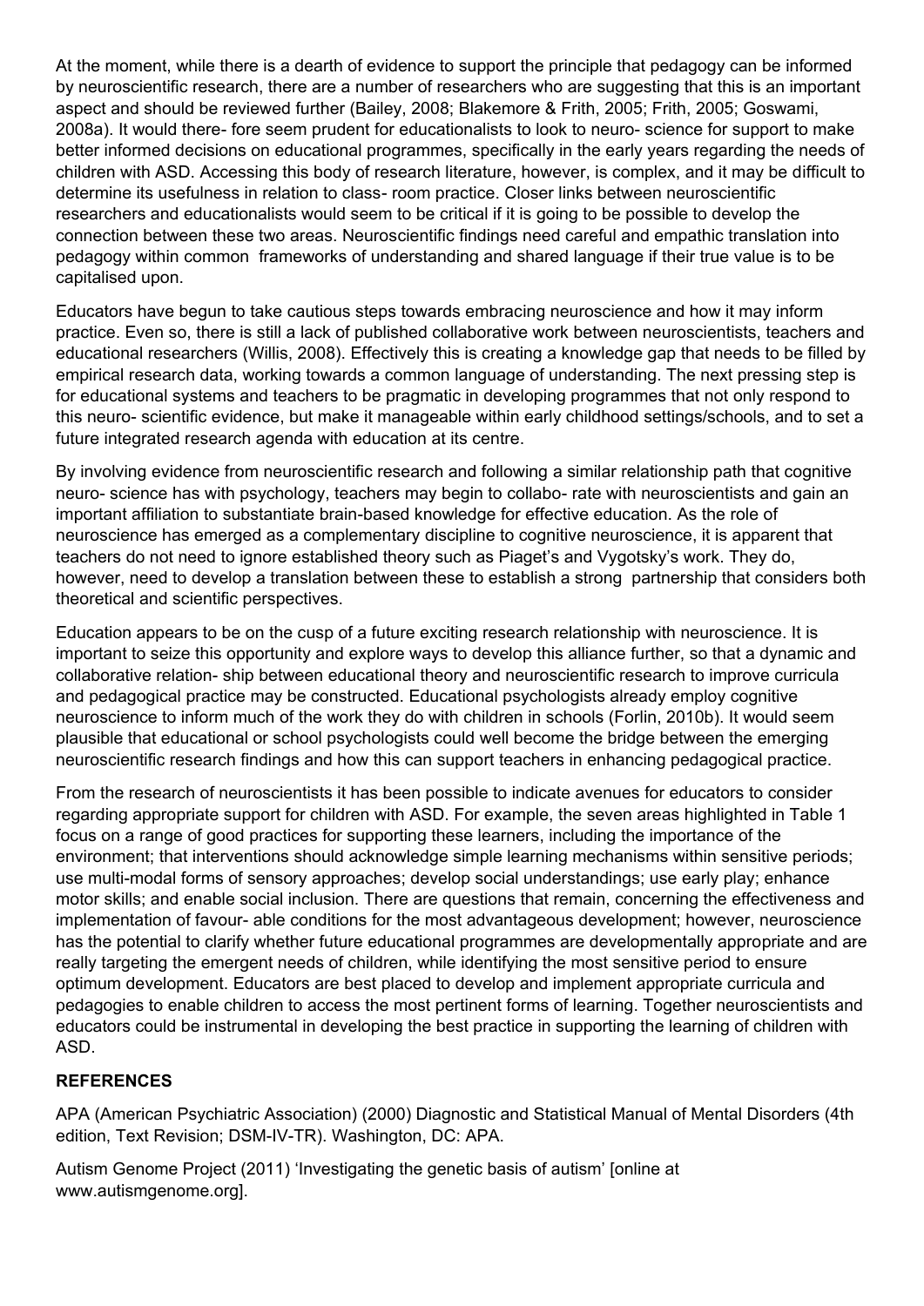At the moment, while there is a dearth of evidence to support the principle that pedagogy can be informed by neuroscientific research, there are a number of researchers who are suggesting that this is an important aspect and should be reviewed further (Bailey, 2008; Blakemore & Frith, 2005; Frith, 2005; Goswami, 2008a). It would there- fore seem prudent for educationalists to look to neuro- science for support to make better informed decisions on educational programmes, specifically in the early years regarding the needs of children with ASD. Accessing this body of research literature, however, is complex, and it may be difficult to determine its usefulness in relation to class- room practice. Closer links between neuroscientific researchers and educationalists would seem to be critical if it is going to be possible to develop the connection between these two areas. Neuroscientific findings need careful and empathic translation into pedagogy within common frameworks of understanding and shared language if their true value is to be capitalised upon.

Educators have begun to take cautious steps towards embracing neuroscience and how it may inform practice. Even so, there is still a lack of published collaborative work between neuroscientists, teachers and educational researchers (Willis, 2008). Effectively this is creating a knowledge gap that needs to be filled by empirical research data, working towards a common language of understanding. The next pressing step is for educational systems and teachers to be pragmatic in developing programmes that not only respond to this neuro- scientific evidence, but make it manageable within early childhood settings/schools, and to set a future integrated research agenda with education at its centre.

By involving evidence from neuroscientific research and following a similar relationship path that cognitive neuro- science has with psychology, teachers may begin to collabo- rate with neuroscientists and gain an important affiliation to substantiate brain-based knowledge for effective education. As the role of neuroscience has emerged as a complementary discipline to cognitive neuroscience, it is apparent that teachers do not need to ignore established theory such as Piaget's and Vygotsky's work. They do, however, need to develop a translation between these to establish a strong partnership that considers both theoretical and scientific perspectives.

Education appears to be on the cusp of a future exciting research relationship with neuroscience. It is important to seize this opportunity and explore ways to develop this alliance further, so that a dynamic and collaborative relation- ship between educational theory and neuroscientific research to improve curricula and pedagogical practice may be constructed. Educational psychologists already employ cognitive neuroscience to inform much of the work they do with children in schools (Forlin, 2010b). It would seem plausible that educational or school psychologists could well become the bridge between the emerging neuroscientific research findings and how this can support teachers in enhancing pedagogical practice.

From the research of neuroscientists it has been possible to indicate avenues for educators to consider regarding appropriate support for children with ASD. For example, the seven areas highlighted in Table 1 focus on a range of good practices for supporting these learners, including the importance of the environment; that interventions should acknowledge simple learning mechanisms within sensitive periods; use multi-modal forms of sensory approaches; develop social understandings; use early play; enhance motor skills; and enable social inclusion. There are questions that remain, concerning the effectiveness and implementation of favour- able conditions for the most advantageous development; however, neuroscience has the potential to clarify whether future educational programmes are developmentally appropriate and are really targeting the emergent needs of children, while identifying the most sensitive period to ensure optimum development. Educators are best placed to develop and implement appropriate curricula and pedagogies to enable children to access the most pertinent forms of learning. Together neuroscientists and educators could be instrumental in developing the best practice in supporting the learning of children with ASD.

## REFERENCES

APA (American Psychiatric Association) (2000) Diagnostic and Statistical Manual of Mental Disorders (4th edition, Text Revision; DSM-IV-TR). Washington, DC: APA.

Autism Genome Project (2011) 'Investigating the genetic basis of autism' [online at www.autismgenome.org].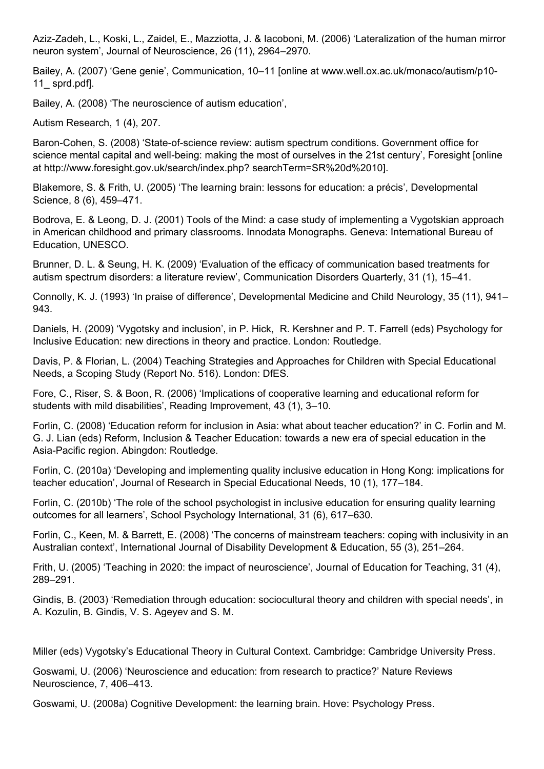Aziz-Zadeh, L., Koski, L., Zaidel, E., Mazziotta, J. & Iacoboni, M. (2006) 'Lateralization of the human mirror neuron system', Journal of Neuroscience, 26 (11), 2964–2970.

Bailey, A. (2007) 'Gene genie', Communication, 10–11 [online at www.well.ox.ac.uk/monaco/autism/p10-11_ sprd.pdf].

Bailey, A. (2008) 'The neuroscience of autism education',

Autism Research, 1 (4), 207.

Baron-Cohen, S. (2008) 'State-of-science review: autism spectrum conditions. Government office for science mental capital and well-being: making the most of ourselves in the 21st century', Foresight [online at http://www.foresight.gov.uk/search/index.php? searchTerm=SR%20d%2010].

Blakemore, S. & Frith, U. (2005) 'The learning brain: lessons for education: a précis', Developmental Science, 8 (6), 459–471.

Bodrova, E. & Leong, D. J. (2001) Tools of the Mind: a case study of implementing a Vygotskian approach in American childhood and primary classrooms. Innodata Monographs. Geneva: International Bureau of Education, UNESCO.

Brunner, D. L. & Seung, H. K. (2009) 'Evaluation of the efficacy of communication based treatments for autism spectrum disorders: a literature review', Communication Disorders Quarterly, 31 (1), 15–41.

Connolly, K. J. (1993) 'In praise of difference', Developmental Medicine and Child Neurology, 35 (11), 941–943.

Daniels, H. (2009) 'Vygotsky and inclusion', in P. Hick, R. Kershner and P. T. Farrell (eds) Psychology for Inclusive Education: new directions in theory and practice. London: Routledge.

Davis, P. & Florian, L. (2004) Teaching Strategies and Approaches for Children with Special Educational Needs, a Scoping Study (Report No. 516). London: DfES.

Fore, C., Riser, S. & Boon, R. (2006) 'Implications of cooperative learning and educational reform for students with mild disabilities', Reading Improvement, 43 (1), 3–10.

Forlin, C. (2008) 'Education reform for inclusion in Asia: what about teacher education?' in C. Forlin and M. G. J. Lian (eds) Reform, Inclusion & Teacher Education: towards a new era of special education in the Asia-Pacific region. Abingdon: Routledge.

Forlin, C. (2010a) 'Developing and implementing quality inclusive education in Hong Kong: implications for teacher education', Journal of Research in Special Educational Needs, 10 (1), 177–184.

Forlin, C. (2010b) 'The role of the school psychologist in inclusive education for ensuring quality learning outcomes for all learners', School Psychology International, 31 (6), 617–630.

Forlin, C., Keen, M. & Barrett, E. (2008) 'The concerns of mainstream teachers: coping with inclusivity in an Australian context', International Journal of Disability Development & Education, 55 (3), 251–264.

Frith, U. (2005) 'Teaching in 2020: the impact of neuroscience', Journal of Education for Teaching, 31 (4), 289–291.

Gindis, B. (2003) 'Remediation through education: sociocultural theory and children with special needs', in A. Kozulin, B. Gindis, V. S. Ageyev and S. M.

Miller (eds) Vygotsky's Educational Theory in Cultural Context. Cambridge: Cambridge University Press.

Goswami, U. (2006) 'Neuroscience and education: from research to practice?' Nature Reviews Neuroscience, 7, 406–413.

Goswami, U. (2008a) Cognitive Development: the learning brain. Hove: Psychology Press.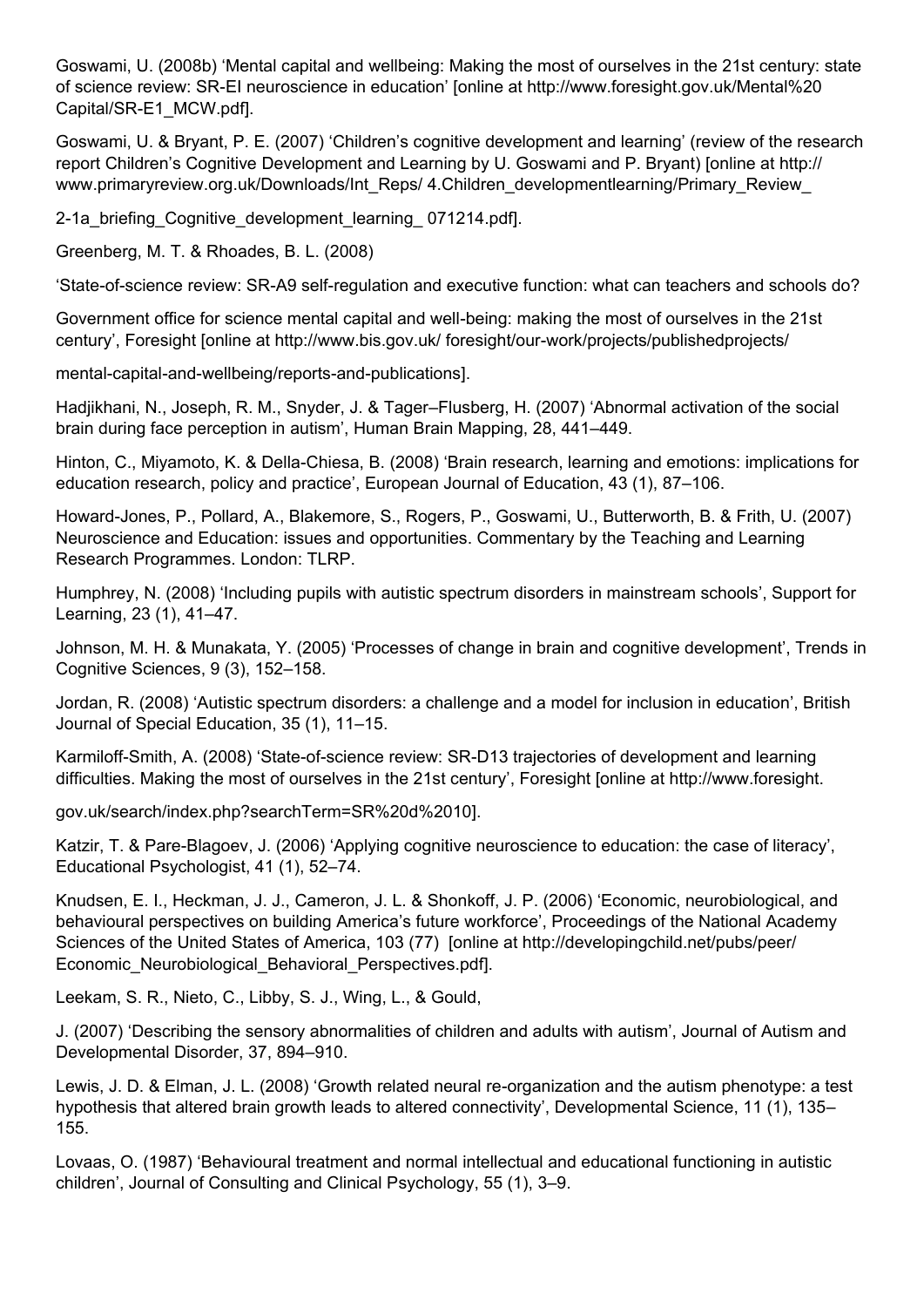Goswami, U. (2008b) 'Mental capital and wellbeing: Making the most of ourselves in the 21st century: state of science review: SR-EI neuroscience in education' [online at http://www.foresight.gov.uk/Mental%20 Capital/SR-E1_MCW.pdf].

Goswami, U. & Bryant, P. E. (2007) 'Children's cognitive development and learning' (review of the research report Children's Cognitive Development and Learning by U. Goswami and P. Bryant) [online at http:// www.primaryreview.org.uk/Downloads/Int_Reps/ 4.Children_developmentlearning/Primary_Review_

2-1a_briefing_Cognitive_development_learning_ 071214.pdf].

Greenberg, M. T. & Rhoades, B. L. (2008)

'State-of-science review: SR-A9 self-regulation and executive function: what can teachers and schools do?

Government office for science mental capital and well-being: making the most of ourselves in the 21st century', Foresight [online at http://www.bis.gov.uk/ foresight/our-work/projects/publishedprojects/

mental-capital-and-wellbeing/reports-and-publications].

Hadjikhani, N., Joseph, R. M., Snyder, J. & Tager–Flusberg, H. (2007) 'Abnormal activation of the social brain during face perception in autism', Human Brain Mapping, 28, 441–449.

Hinton, C., Miyamoto, K. & Della-Chiesa, B. (2008) 'Brain research, learning and emotions: implications for education research, policy and practice', European Journal of Education, 43 (1), 87–106.

Howard-Jones, P., Pollard, A., Blakemore, S., Rogers, P., Goswami, U., Butterworth, B. & Frith, U. (2007) Neuroscience and Education: issues and opportunities. Commentary by the Teaching and Learning Research Programmes. London: TLRP.

Humphrey, N. (2008) 'Including pupils with autistic spectrum disorders in mainstream schools', Support for Learning, 23 (1), 41–47.

Johnson, M. H. & Munakata, Y. (2005) 'Processes of change in brain and cognitive development', Trends in Cognitive Sciences, 9 (3), 152–158.

Jordan, R. (2008) 'Autistic spectrum disorders: a challenge and a model for inclusion in education', British Journal of Special Education, 35 (1), 11–15.

Karmiloff-Smith, A. (2008) 'State-of-science review: SR-D13 trajectories of development and learning difficulties. Making the most of ourselves in the 21st century', Foresight [online at http://www.foresight.

gov.uk/search/index.php?searchTerm=SR%20d%2010].

Katzir, T. & Pare-Blagoev, J. (2006) 'Applying cognitive neuroscience to education: the case of literacy', Educational Psychologist, 41 (1), 52–74.

Knudsen, E. I., Heckman, J. J., Cameron, J. L. & Shonkoff, J. P. (2006) 'Economic, neurobiological, and behavioural perspectives on building America's future workforce', Proceedings of the National Academy Sciences of the United States of America, 103 (77) [online at http://developingchild.net/pubs/peer/ Economic_Neurobiological_Behavioral_Perspectives.pdf].

Leekam, S. R., Nieto, C., Libby, S. J., Wing, L., & Gould,

J. (2007) 'Describing the sensory abnormalities of children and adults with autism', Journal of Autism and Developmental Disorder, 37, 894–910.

Lewis, J. D. & Elman, J. L. (2008) 'Growth related neural re-organization and the autism phenotype: a test hypothesis that altered brain growth leads to altered connectivity', Developmental Science, 11 (1), 135–155.

Lovaas, O. (1987) 'Behavioural treatment and normal intellectual and educational functioning in autistic children', Journal of Consulting and Clinical Psychology, 55 (1), 3–9.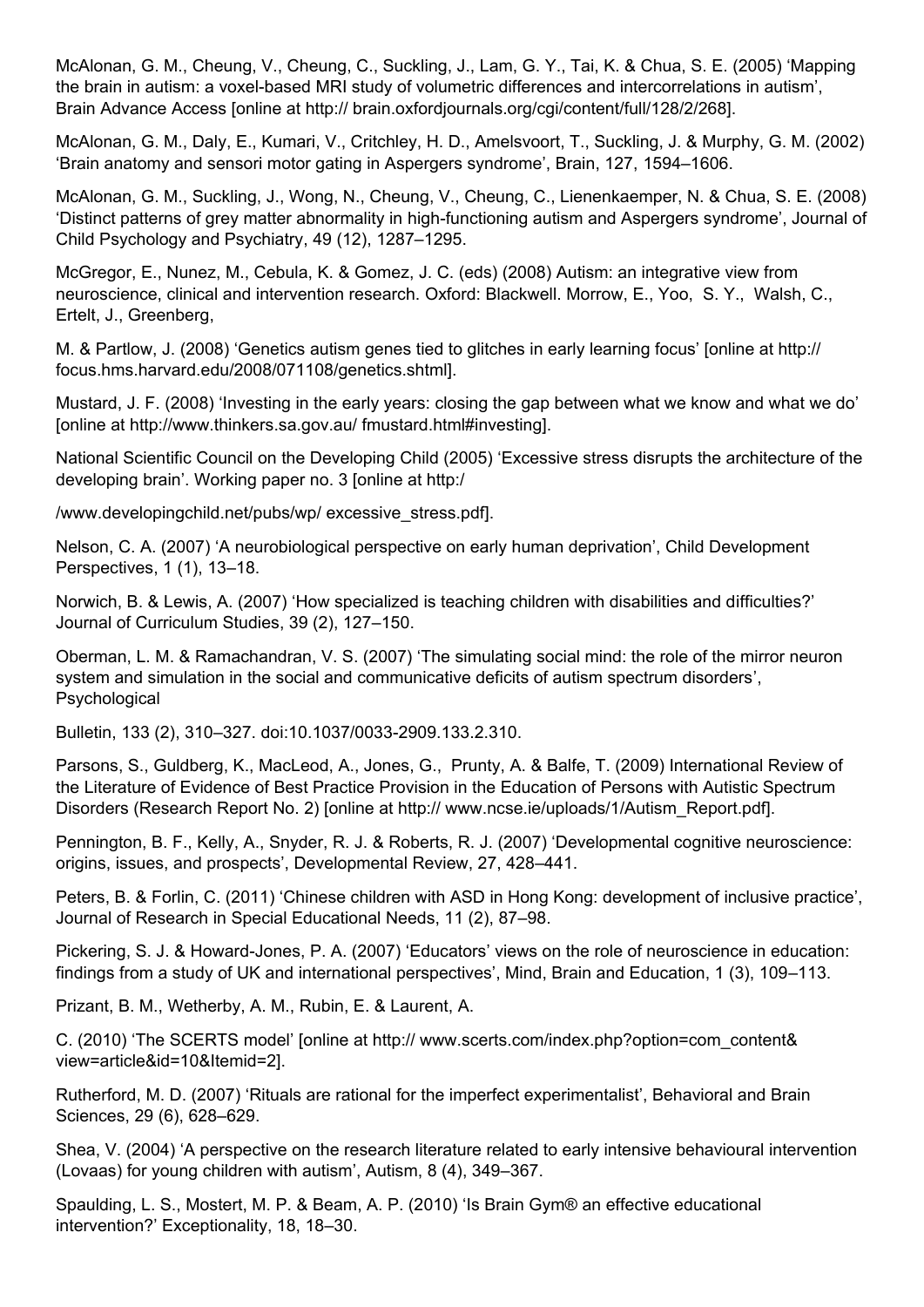McAlonan, G. M., Cheung, V., Cheung, C., Suckling, J., Lam, G. Y., Tai, K. & Chua, S. E. (2005) 'Mapping the brain in autism: a voxel-based MRI study of volumetric differences and intercorrelations in autism', Brain Advance Access [online at http:// brain.oxfordjournals.org/cgi/content/full/128/2/268].

McAlonan, G. M., Daly, E., Kumari, V., Critchley, H. D., Amelsvoort, T., Suckling, J. & Murphy, G. M. (2002) 'Brain anatomy and sensori motor gating in Aspergers syndrome', Brain, 127, 1594–1606.

McAlonan, G. M., Suckling, J., Wong, N., Cheung, V., Cheung, C., Lienenkaemper, N. & Chua, S. E. (2008) 'Distinct patterns of grey matter abnormality in high-functioning autism and Aspergers syndrome', Journal of Child Psychology and Psychiatry, 49 (12), 1287–1295.

McGregor, E., Nunez, M., Cebula, K. & Gomez, J. C. (eds) (2008) Autism: an integrative view from neuroscience, clinical and intervention research. Oxford: Blackwell. Morrow, E., Yoo, S. Y., Walsh, C., Ertelt, J., Greenberg,

M. & Partlow, J. (2008) 'Genetics autism genes tied to glitches in early learning focus' [online at http:// focus.hms.harvard.edu/2008/071108/genetics.shtml].

Mustard, J. F. (2008) 'Investing in the early years: closing the gap between what we know and what we do' [online at http://www.thinkers.sa.gov.au/ fmustard.html#investing].

National Scientific Council on the Developing Child (2005) 'Excessive stress disrupts the architecture of the developing brain'. Working paper no. 3 [online at http:/

/www.developingchild.net/pubs/wp/ excessive_stress.pdf].

Nelson, C. A. (2007) 'A neurobiological perspective on early human deprivation', Child Development Perspectives, 1 (1), 13–18.

Norwich, B. & Lewis, A. (2007) 'How specialized is teaching children with disabilities and difficulties?' Journal of Curriculum Studies, 39 (2), 127–150.

Oberman, L. M. & Ramachandran, V. S. (2007) 'The simulating social mind: the role of the mirror neuron system and simulation in the social and communicative deficits of autism spectrum disorders', Psychological

Bulletin, 133 (2), 310–327. doi:10.1037/0033-2909.133.2.310.

Parsons, S., Guldberg, K., MacLeod, A., Jones, G., Prunty, A. & Balfe, T. (2009) International Review of the Literature of Evidence of Best Practice Provision in the Education of Persons with Autistic Spectrum Disorders (Research Report No. 2) [online at http:// www.ncse.ie/uploads/1/Autism_Report.pdf].

Pennington, B. F., Kelly, A., Snyder, R. J. & Roberts, R. J. (2007) 'Developmental cognitive neuroscience: origins, issues, and prospects', Developmental Review, 27, 428–441.

Peters, B. & Forlin, C. (2011) 'Chinese children with ASD in Hong Kong: development of inclusive practice', Journal of Research in Special Educational Needs, 11 (2), 87–98.

Pickering, S. J. & Howard-Jones, P. A. (2007) 'Educators' views on the role of neuroscience in education: findings from a study of UK and international perspectives', Mind, Brain and Education, 1 (3), 109–113.

Prizant, B. M., Wetherby, A. M., Rubin, E. & Laurent, A.

C. (2010) 'The SCERTS model' [online at http:// www.scerts.com/index.php?option=com_content& view=article&id=10&Itemid=2].

Rutherford, M. D. (2007) 'Rituals are rational for the imperfect experimentalist', Behavioral and Brain Sciences, 29 (6), 628–629.

Shea, V. (2004) 'A perspective on the research literature related to early intensive behavioural intervention (Lovaas) for young children with autism', Autism, 8 (4), 349–367.

Spaulding, L. S., Mostert, M. P. & Beam, A. P. (2010) 'Is Brain Gym® an effective educational intervention?' Exceptionality, 18, 18–30.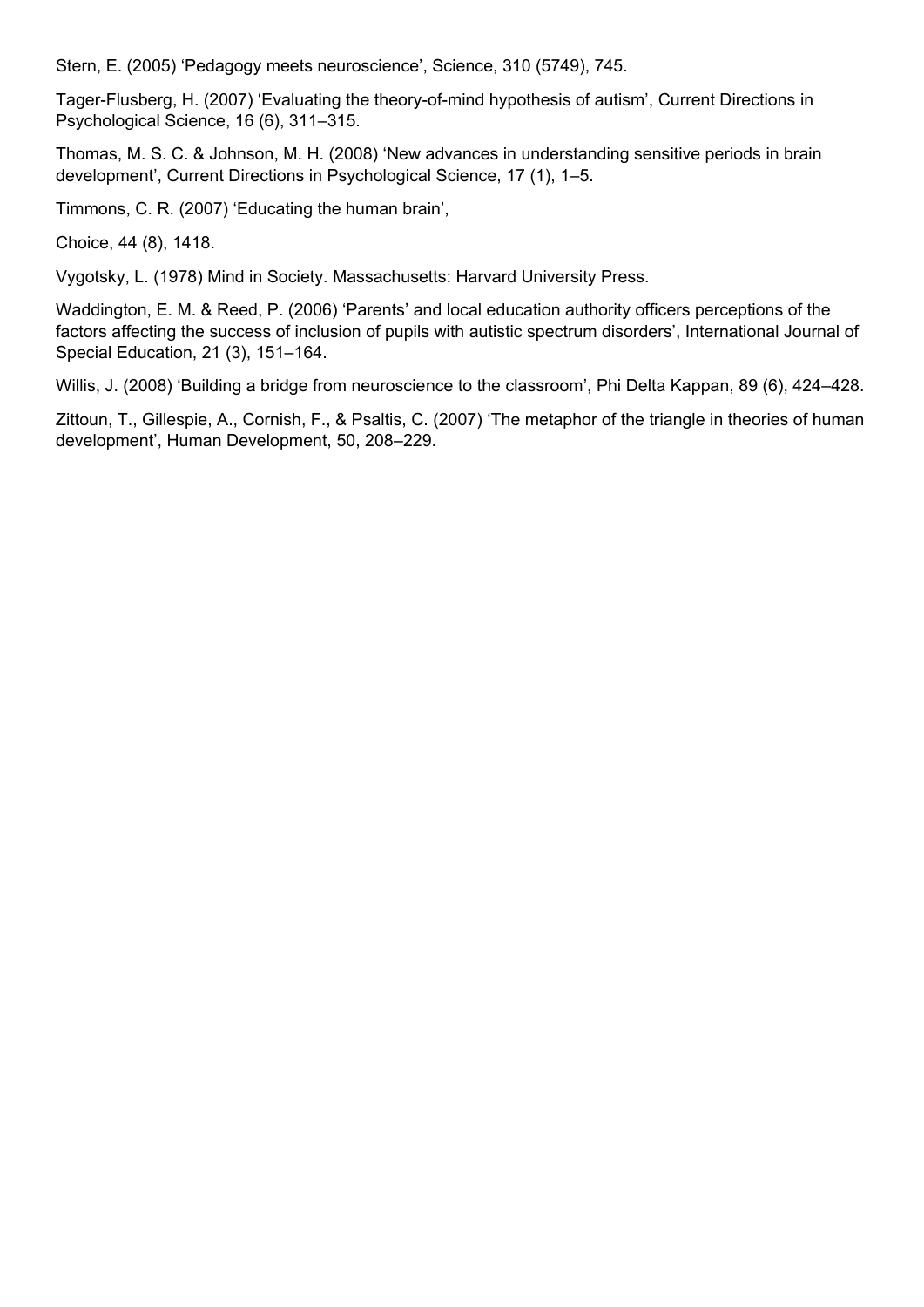Stern, E. (2005) 'Pedagogy meets neuroscience', Science, 310 (5749), 745.

Tager-Flusberg, H. (2007) 'Evaluating the theory-of-mind hypothesis of autism', Current Directions in Psychological Science, 16 (6), 311–315.

Thomas, M. S. C. & Johnson, M. H. (2008) 'New advances in understanding sensitive periods in brain development', Current Directions in Psychological Science, 17 (1), 1–5.

Timmons, C. R. (2007) 'Educating the human brain',

Choice, 44 (8), 1418.

Vygotsky, L. (1978) Mind in Society. Massachusetts: Harvard University Press.

Waddington, E. M. & Reed, P. (2006) 'Parents' and local education authority officers perceptions of the factors affecting the success of inclusion of pupils with autistic spectrum disorders', International Journal of Special Education, 21 (3), 151–164.

Willis, J. (2008) 'Building a bridge from neuroscience to the classroom', Phi Delta Kappan, 89 (6), 424–428.

Zittoun, T., Gillespie, A., Cornish, F., & Psaltis, C. (2007) 'The metaphor of the triangle in theories of human development', Human Development, 50, 208–229.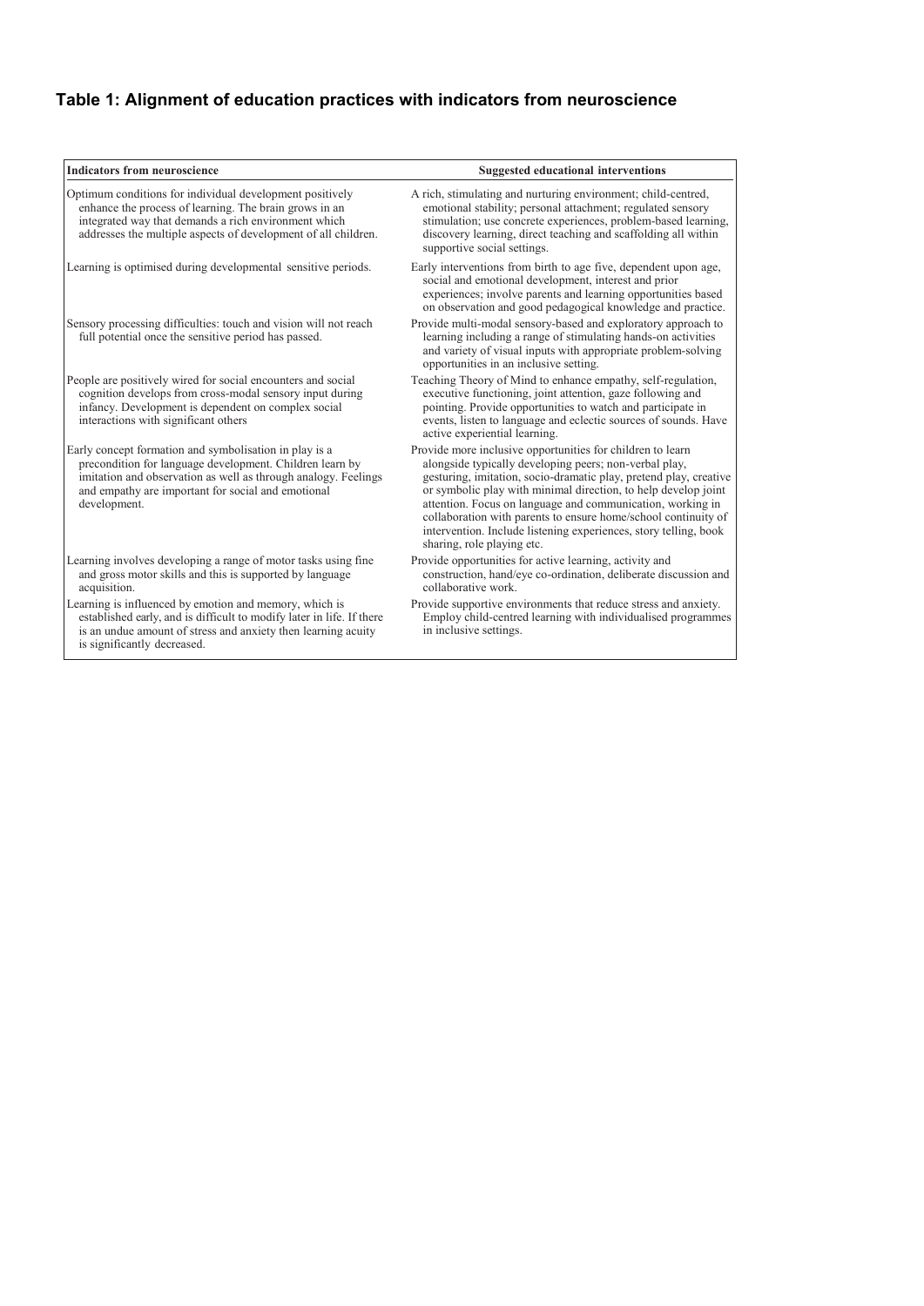## Table 1: Alignment of education practices with indicators from neuroscience

| Indicators from neuroscience | Suggested educational interventions |
|---|---|
| Optimum conditions for individual development positively enhance the process of learning. The brain grows in an integrated way that demands a rich environment which addresses the multiple aspects of development of all children. | A rich, stimulating and nurturing environment; child-centred, emotional stability; personal attachment; regulated sensory stimulation; use concrete experiences, problem-based learning, discovery learning, direct teaching and scaffolding all within supportive social settings. |
| Learning is optimised during developmental sensitive periods. | Early interventions from birth to age five, dependent upon age, social and emotional development, interest and prior experiences; involve parents and learning opportunities based on observation and good pedagogical knowledge and practice. |
| Sensory processing difficulties: touch and vision will not reach full potential once the sensitive period has passed. | Provide multi-modal sensory-based and exploratory approach to learning including a range of stimulating hands-on activities and variety of visual inputs with appropriate problem-solving opportunities in an inclusive setting. |
| People are positively wired for social encounters and social cognition develops from cross-modal sensory input during infancy. Development is dependent on complex social interactions with significant others | Teaching Theory of Mind to enhance empathy, self-regulation, executive functioning, joint attention, gaze following and pointing. Provide opportunities to watch and participate in events, listen to language and eclectic sources of sounds. Have active experiential learning. |
| Early concept formation and symbolisation in play is a precondition for language development. Children learn by imitation and observation as well as through analogy. Feelings and empathy are important for social and emotional development. | Provide more inclusive opportunities for children to learn alongside typically developing peers; non-verbal play, gesturing, imitation, socio-dramatic play, pretend play, creative or symbolic play with minimal direction, to help develop joint attention. Focus on language and communication, working in collaboration with parents to ensure home/school continuity of intervention. Include listening experiences, story telling, book sharing, role playing etc. |
| Learning involves developing a range of motor tasks using fine and gross motor skills and this is supported by language acquisition. | Provide opportunities for active learning, activity and construction, hand/eye co-ordination, deliberate discussion and collaborative work. |
| Learning is influenced by emotion and memory, which is established early, and is difficult to modify later in life. If there is an undue amount of stress and anxiety then learning acuity is significantly decreased. | Provide supportive environments that reduce stress and anxiety. Employ child-centred learning with individualised programmes in inclusive settings. |